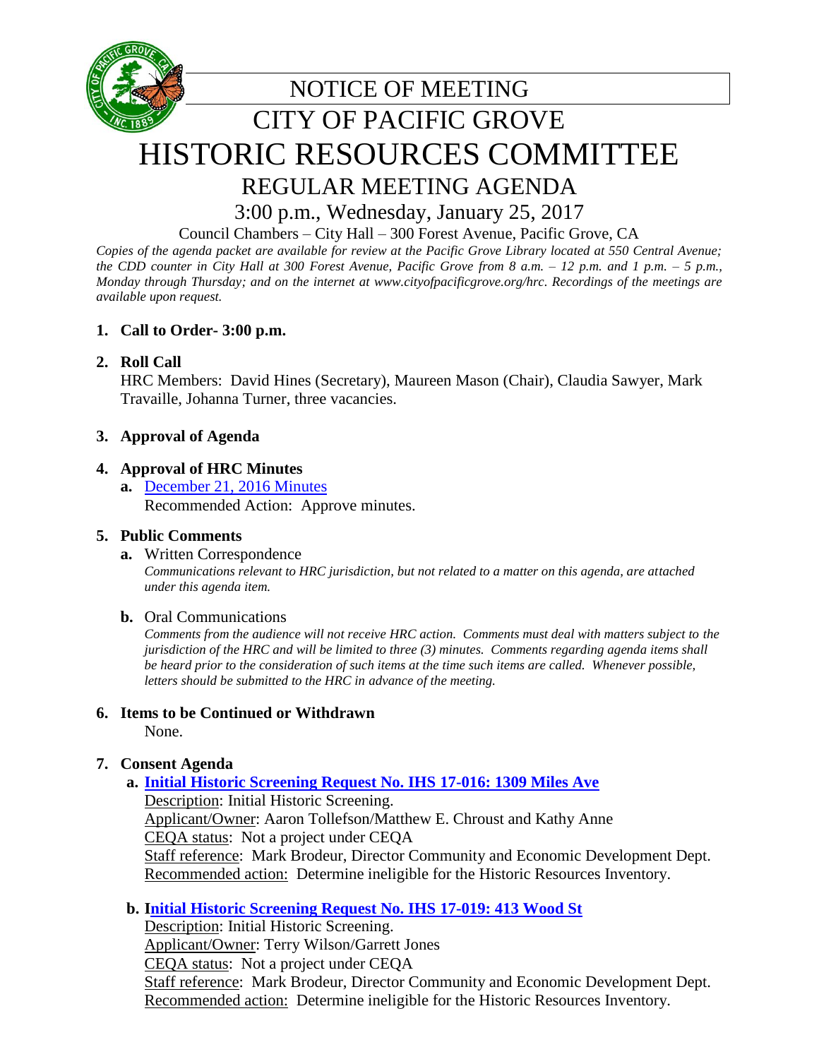# NOTICE OF MEETING
# CITY OF PACIFIC GROVE
# HISTORIC RESOURCES COMMITTEE
## REGULAR MEETING AGENDA
### 3:00 p.m., Wednesday, January 25, 2017

Council Chambers – City Hall – 300 Forest Avenue, Pacific Grove, CA

*Copies of the agenda packet are available for review at the Pacific Grove Library located at 550 Central Avenue; the CDD counter in City Hall at 300 Forest Avenue, Pacific Grove from 8 a.m. – 12 p.m. and 1 p.m. – 5 p.m., Monday through Thursday; and on the internet at www.cityofpacificgrove.org/hrc. Recordings of the meetings are available upon request.*

**1. Call to Order- 3:00 p.m.**

**2. Roll Call**

HRC Members: David Hines (Secretary), Maureen Mason (Chair), Claudia Sawyer, Mark Travaille, Johanna Turner, three vacancies.

**3. Approval of Agenda**

**4. Approval of HRC Minutes**

**a.** December 21, 2016 Minutes
Recommended Action: Approve minutes.

**5. Public Comments**

**a.** Written Correspondence
*Communications relevant to HRC jurisdiction, but not related to a matter on this agenda, are attached under this agenda item.*

**b.** Oral Communications
*Comments from the audience will not receive HRC action. Comments must deal with matters subject to the jurisdiction of the HRC and will be limited to three (3) minutes. Comments regarding agenda items shall be heard prior to the consideration of such items at the time such items are called. Whenever possible, letters should be submitted to the HRC in advance of the meeting.*

**6. Items to be Continued or Withdrawn**

None.

**7. Consent Agenda**

**a. Initial Historic Screening Request No. IHS 17-016: 1309 Miles Ave**
Description: Initial Historic Screening.
Applicant/Owner: Aaron Tollefson/Matthew E. Chroust and Kathy Anne
CEQA status: Not a project under CEQA
Staff reference: Mark Brodeur, Director Community and Economic Development Dept.
Recommended action: Determine ineligible for the Historic Resources Inventory.

**b. Initial Historic Screening Request No. IHS 17-019: 413 Wood St**
Description: Initial Historic Screening.
Applicant/Owner: Terry Wilson/Garrett Jones
CEQA status: Not a project under CEQA
Staff reference: Mark Brodeur, Director Community and Economic Development Dept.
Recommended action: Determine ineligible for the Historic Resources Inventory.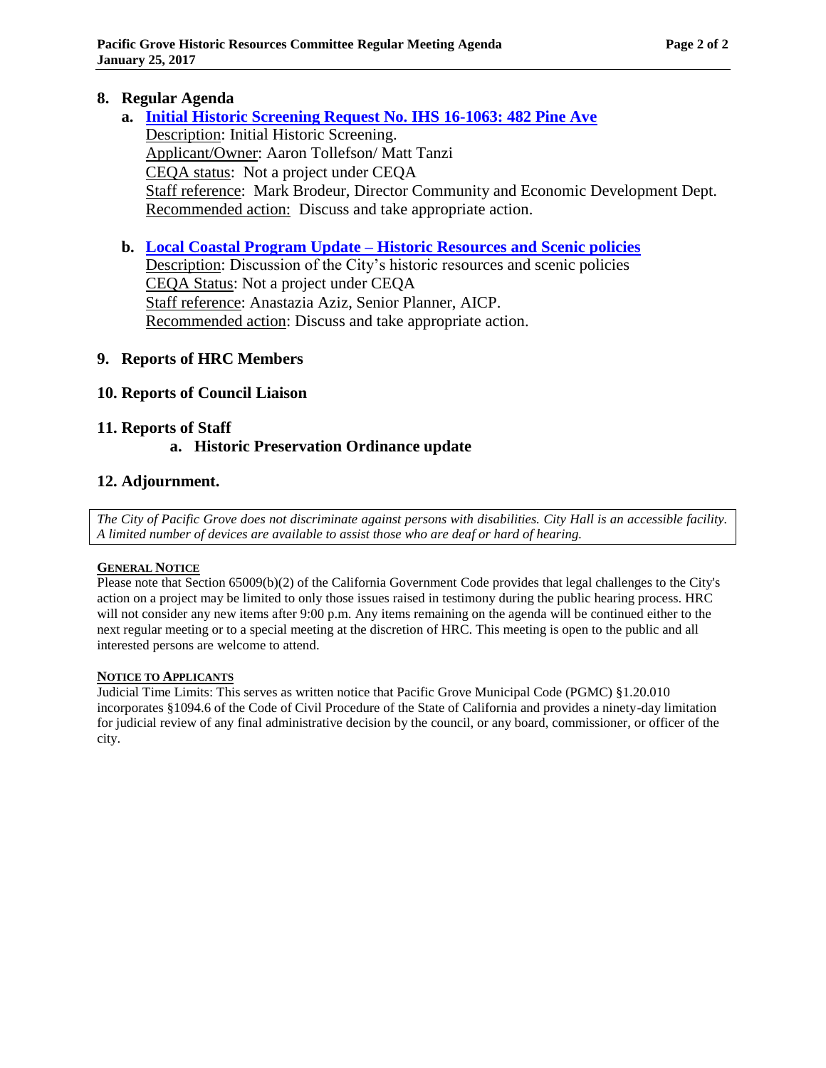## 8. Regular Agenda

**a. Initial Historic Screening Request No. IHS 16-1063: 482 Pine Ave**

Description: Initial Historic Screening.
Applicant/Owner: Aaron Tollefson/ Matt Tanzi
CEQA status: Not a project under CEQA
Staff reference: Mark Brodeur, Director Community and Economic Development Dept.
Recommended action: Discuss and take appropriate action.

**b. Local Coastal Program Update – Historic Resources and Scenic policies**

Description: Discussion of the City's historic resources and scenic policies
CEQA Status: Not a project under CEQA
Staff reference: Anastazia Aziz, Senior Planner, AICP.
Recommended action: Discuss and take appropriate action.

## 9. Reports of HRC Members

## 10. Reports of Council Liaison

## 11. Reports of Staff

**a. Historic Preservation Ordinance update**

## 12. Adjournment.

*The City of Pacific Grove does not discriminate against persons with disabilities. City Hall is an accessible facility. A limited number of devices are available to assist those who are deaf or hard of hearing.*

**GENERAL NOTICE**

Please note that Section 65009(b)(2) of the California Government Code provides that legal challenges to the City's action on a project may be limited to only those issues raised in testimony during the public hearing process. HRC will not consider any new items after 9:00 p.m. Any items remaining on the agenda will be continued either to the next regular meeting or to a special meeting at the discretion of HRC. This meeting is open to the public and all interested persons are welcome to attend.

**NOTICE TO APPLICANTS**

Judicial Time Limits: This serves as written notice that Pacific Grove Municipal Code (PGMC) §1.20.010 incorporates §1094.6 of the Code of Civil Procedure of the State of California and provides a ninety-day limitation for judicial review of any final administrative decision by the council, or any board, commissioner, or officer of the city.